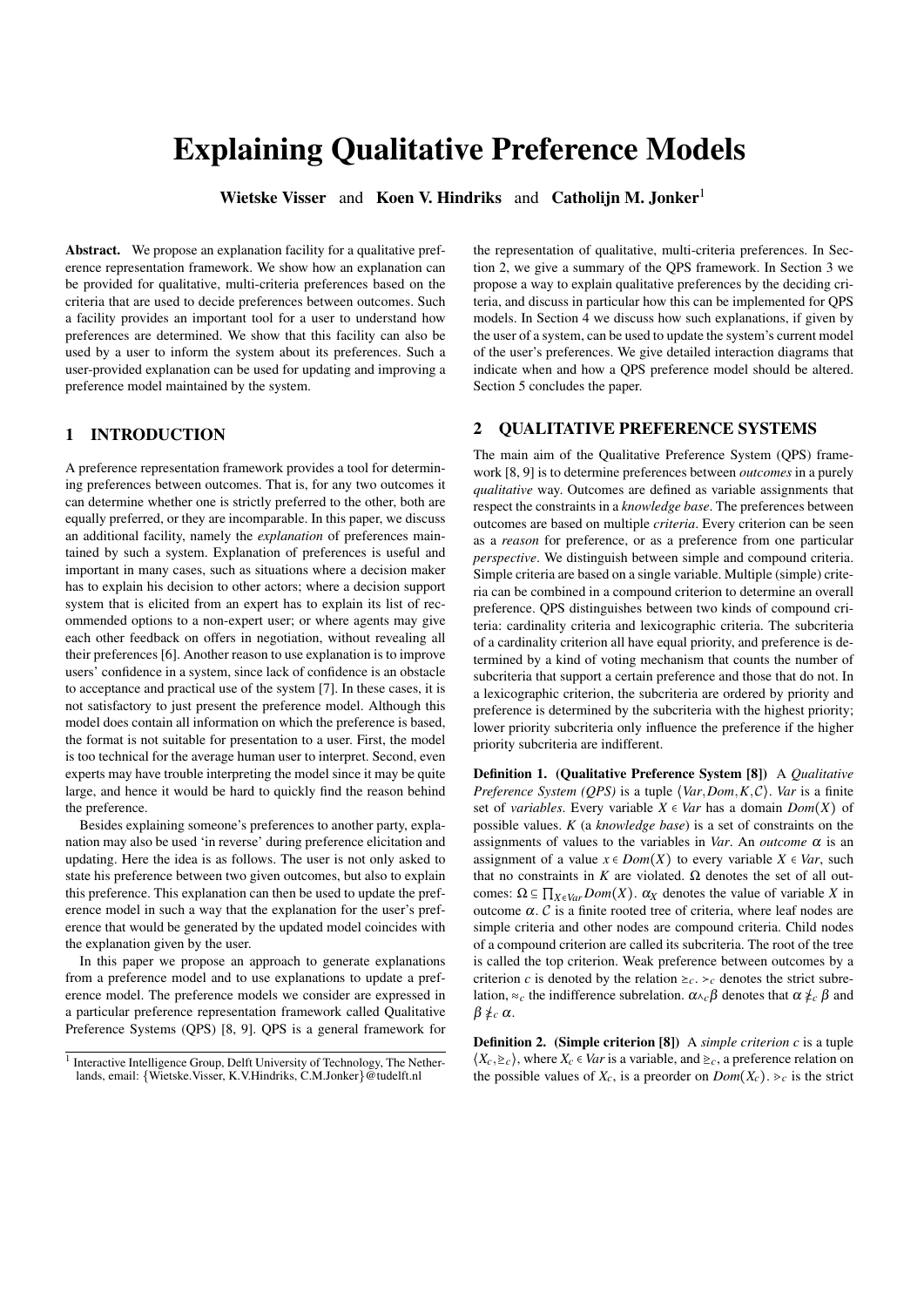# Explaining Qualitative Preference Models

**Wietske Visser** and **Koen V. Hindriks** and **Catholijn M. Jonker**[1]

**Abstract.** We propose an explanation facility for a qualitative preference representation framework. We show how an explanation can be provided for qualitative, multi-criteria preferences based on the criteria that are used to decide preferences between outcomes. Such a facility provides an important tool for a user to understand how preferences are determined. We show that this facility can also be used by a user to inform the system about its preferences. Such a user-provided explanation can be used for updating and improving a preference model maintained by the system.

## 1 INTRODUCTION

A preference representation framework provides a tool for determining preferences between outcomes. That is, for any two outcomes it can determine whether one is strictly preferred to the other, both are equally preferred, or they are incomparable. In this paper, we discuss an additional facility, namely the *explanation* of preferences maintained by such a system. Explanation of preferences is useful and important in many cases, such as situations where a decision maker has to explain his decision to other actors; where a decision support system that is elicited from an expert has to explain its list of recommended options to a non-expert user; or where agents may give each other feedback on offers in negotiation, without revealing all their preferences [6]. Another reason to use explanation is to improve users' confidence in a system, since lack of confidence is an obstacle to acceptance and practical use of the system [7]. In these cases, it is not satisfactory to just present the preference model. Although this model does contain all information on which the preference is based, the format is not suitable for presentation to a user. First, the model is too technical for the average human user to interpret. Second, even experts may have trouble interpreting the model since it may be quite large, and hence it would be hard to quickly find the reason behind the preference.

Besides explaining someone's preferences to another party, explanation may also be used 'in reverse' during preference elicitation and updating. Here the idea is as follows. The user is not only asked to state his preference between two given outcomes, but also to explain this preference. This explanation can then be used to update the preference model in such a way that the explanation for the user's preference that would be generated by the updated model coincides with the explanation given by the user.

In this paper we propose an approach to generate explanations from a preference model and to use explanations to update a preference model. The preference models we consider are expressed in a particular preference representation framework called Qualitative Preference Systems (QPS) [8, 9]. QPS is a general framework for the representation of qualitative, multi-criteria preferences. In Section 2, we give a summary of the QPS framework. In Section 3 we propose a way to explain qualitative preferences by the deciding criteria, and discuss in particular how this can be implemented for QPS models. In Section 4 we discuss how such explanations, if given by the user of a system, can be used to update the system's current model of the user's preferences. We give detailed interaction diagrams that indicate when and how a QPS preference model should be altered. Section 5 concludes the paper.

## 2 QUALITATIVE PREFERENCE SYSTEMS

The main aim of the Qualitative Preference System (QPS) framework [8, 9] is to determine preferences between *outcomes* in a purely *qualitative* way. Outcomes are defined as variable assignments that respect the constraints in a *knowledge base*. The preferences between outcomes are based on multiple *criteria*. Every criterion can be seen as a *reason* for preference, or as a preference from one particular *perspective*. We distinguish between simple and compound criteria. Simple criteria are based on a single variable. Multiple (simple) criteria can be combined in a compound criterion to determine an overall preference. QPS distinguishes between two kinds of compound criteria: cardinality criteria and lexicographic criteria. The subcriteria of a cardinality criterion all have equal priority, and preference is determined by a kind of voting mechanism that counts the number of subcriteria that support a certain preference and those that do not. In a lexicographic criterion, the subcriteria are ordered by priority and preference is determined by the subcriteria with the highest priority; lower priority subcriteria only influence the preference if the higher priority subcriteria are indifferent.

**Definition 1. (Qualitative Preference System [8])** A *Qualitative Preference System (QPS)* is a tuple $\langle Var, Dom, K, \mathcal{C}\rangle$. *Var* is a finite set of *variables*. Every variable $X \in Var$ has a domain $Dom(X)$ of possible values. $K$ (a *knowledge base*) is a set of constraints on the assignments of values to the variables in *Var*. An *outcome* $\alpha$ is an assignment of a value $x \in Dom(X)$ to every variable $X \in Var$, such that no constraints in $K$ are violated. $\Omega$ denotes the set of all outcomes: $\Omega \subseteq \prod_{X \in Var} Dom(X)$. $\alpha_X$ denotes the value of variable $X$ in outcome $\alpha$. $\mathcal{C}$ is a finite rooted tree of criteria, where leaf nodes are simple criteria and other nodes are compound criteria. Child nodes of a compound criterion are called its subcriteria. The root of the tree is called the top criterion. Weak preference between outcomes by a criterion $c$ is denoted by the relation $\succeq_c$. $\succ_c$ denotes the strict subrelation, $\approx_c$ the indifference subrelation. $\alpha \bowtie_c \beta$ denotes that $\alpha \not\succeq_c \beta$ and $\beta \not\succeq_c \alpha$.

**Definition 2. (Simple criterion [8])** A *simple criterion* $c$ is a tuple $\langle X_c, \trianglerighteq_c\rangle$, where $X_c \in Var$ is a variable, and $\trianglerighteq_c$, a preference relation on the possible values of $X_c$, is a preorder on $Dom(X_c)$. $\triangleright_c$ is the strict

[1] Interactive Intelligence Group, Delft University of Technology, The Netherlands, email: {Wietske.Visser, K.V.Hindriks, C.M.Jonker}@tudelft.nl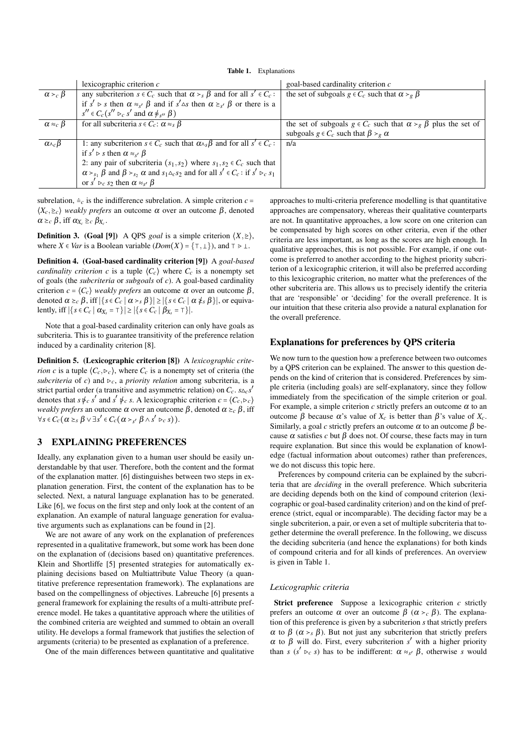**Table 1.** Explanations

| | lexicographic criterion $c$ | goal-based cardinality criterion $c$ |
|---|---|---|
| $\alpha \succ_c \beta$ | any subcriterion $s \in C_c$ such that $\alpha \succ_s \beta$ and for all $s' \in C_c$: if $s' \rhd s$ then $\alpha \approx_{s'} \beta$ and if $s' \triangle s$ then $\alpha \succeq_{s'} \beta$ or there is a $s'' \in C_c(s'' \rhd_c s'$ and $\alpha \nsucceq_{s''} \beta)$ | the set of subgoals $g \in C_c$ such that $\alpha \succ_g \beta$ |
| $\alpha \approx_c \beta$ | for all subcriteria $s \in C_c$: $\alpha \approx_s \beta$ | the set of subgoals $g \in C_c$ such that $\alpha \succ_g \beta$ plus the set of subgoals $g \in C_c$ such that $\beta \succ_g \alpha$ |
| $\alpha \curlywedge_c \beta$ | 1: any subcriterion $s \in C_c$ such that $\alpha \curlywedge_s \beta$ and for all $s' \in C_c$: if $s' \rhd s$ then $\alpha \approx_{s'} \beta$ <br> 2: any pair of subcriteria $(s_1, s_2)$ where $s_1, s_2 \in C_c$ such that $\alpha \succ_{s_1} \beta$ and $\beta \succ_{s_2} \alpha$ and $s_1 \triangle_c s_2$ and for all $s' \in C_c$: if $s' \rhd_c s_1$ or $s' \rhd_c s_2$ then $\alpha \approx_{s'} \beta$ | n/a |

subrelation, $\doteq_c$ is the indifference subrelation. A simple criterion $c = \langle X_c, \succeq_c \rangle$ *weakly prefers* an outcome $\alpha$ over an outcome $\beta$, denoted $\alpha \succeq_c \beta$, iff $\alpha_{X_c} \trianglerighteq_c \beta_{X_c}$.

**Definition 3. (Goal [9])** A QPS *goal* is a simple criterion $\langle X, \trianglerighteq \rangle$, where $X \in Var$ is a Boolean variable ($Dom(X) = \{\top, \bot\}$), and $\top \rhd \bot$.

**Definition 4. (Goal-based cardinality criterion [9])** A *goal-based cardinality criterion* $c$ is a tuple $\langle C_c \rangle$ where $C_c$ is a nonempty set of goals (the *subcriteria* or *subgoals* of $c$). A goal-based cardinality criterion $c = \langle C_c \rangle$ *weakly prefers* an outcome $\alpha$ over an outcome $\beta$, denoted $\alpha \succeq_c \beta$, iff $|\{s \in C_c \mid \alpha \succ_s \beta\}| \geq |\{s \in C_c \mid \alpha \nsucceq_s \beta\}|$, or equivalently, iff $|\{s \in C_c \mid \alpha_{X_s} = \top\}| \geq |\{s \in C_c \mid \beta_{X_s} = \top\}|$.

Note that a goal-based cardinality criterion can only have goals as subcriteria. This is to guarantee transitivity of the preference relation induced by a cardinality criterion [8].

**Definition 5. (Lexicographic criterion [8])** A *lexicographic criterion* $c$ is a tuple $\langle C_c, \rhd_c \rangle$, where $C_c$ is a nonempty set of criteria (the *subcriteria* of $c$) and $\rhd_c$, a *priority relation* among subcriteria, is a strict partial order (a transitive and asymmetric relation) on $C_c$. $s \triangle_c s'$ denotes that $s \not\rhd_c s'$ and $s' \not\rhd_c s$. A lexicographic criterion $c = \langle C_c, \rhd_c \rangle$ *weakly prefers* an outcome $\alpha$ over an outcome $\beta$, denoted $\alpha \succeq_c \beta$, iff $\forall s \in C_c(\alpha \succeq_s \beta \vee \exists s' \in C_c(\alpha \succ_{s'} \beta \wedge s' \rhd_c s))$.

## 3 EXPLAINING PREFERENCES

Ideally, any explanation given to a human user should be easily understandable by that user. Therefore, both the content and the format of the explanation matter. [6] distinguishes between two steps in explanation generation. First, the content of the explanation has to be selected. Next, a natural language explanation has to be generated. Like [6], we focus on the first step and only look at the content of an explanation. An example of natural language generation for evaluative arguments such as explanations can be found in [2].

We are not aware of any work on the explanation of preferences represented in a qualitative framework, but some work has been done on the explanation of (decisions based on) quantitative preferences. Klein and Shortliffe [5] presented strategies for automatically explaining decisions based on Multiattribute Value Theory (a quantitative preference representation framework). The explanations are based on the compellingness of objectives. Labreuche [6] presents a general framework for explaining the results of a multi-attribute preference model. He takes a quantitative approach where the utilities of the combined criteria are weighted and summed to obtain an overall utility. He develops a formal framework that justifies the selection of arguments (criteria) to be presented as explanation of a preference.

One of the main differences between quantitative and qualitative approaches to multi-criteria preference modelling is that quantitative approaches are compensatory, whereas their qualitative counterparts are not. In quantitative approaches, a low score on one criterion can be compensated by high scores on other criteria, even if the other criteria are less important, as long as the scores are high enough. In qualitative approaches, this is not possible. For example, if one outcome is preferred to another according to the highest priority subcriterion of a lexicographic criterion, it will also be preferred according to this lexicographic criterion, no matter what the preferences of the other subcriteria are. This allows us to precisely identify the criteria that are 'responsible' or 'deciding' for the overall preference. It is our intuition that these criteria also provide a natural explanation for the overall preference.

### Explanations for preferences by QPS criteria

We now turn to the question how a preference between two outcomes by a QPS criterion can be explained. The answer to this question depends on the kind of criterion that is considered. Preferences by simple criteria (including goals) are self-explanatory, since they follow immediately from the specification of the simple criterion or goal. For example, a simple criterion $c$ strictly prefers an outcome $\alpha$ to an outcome $\beta$ because $\alpha$'s value of $X_c$ is better than $\beta$'s value of $X_c$. Similarly, a goal $c$ strictly prefers an outcome $\alpha$ to an outcome $\beta$ because $\alpha$ satisfies $c$ but $\beta$ does not. Of course, these facts may in turn require explanation. But since this would be explanation of knowledge (factual information about outcomes) rather than preferences, we do not discuss this topic here.

Preferences by compound criteria can be explained by the subcriteria that are *deciding* in the overall preference. Which subcriteria are deciding depends both on the kind of compound criterion (lexicographic or goal-based cardinality criterion) and on the kind of preference (strict, equal or incomparable). The deciding factor may be a single subcriterion, a pair, or even a set of multiple subcriteria that together determine the overall preference. In the following, we discuss the deciding subcriteria (and hence the explanations) for both kinds of compound criteria and for all kinds of preferences. An overview is given in Table 1.

#### *Lexicographic criteria*

**Strict preference** Suppose a lexicographic criterion $c$ strictly prefers an outcome $\alpha$ over an outcome $\beta$ ($\alpha \succ_c \beta$). The explanation of this preference is given by a subcriterion $s$ that strictly prefers $\alpha$ to $\beta$ ($\alpha \succ_s \beta$). But not just any subcriterion that strictly prefers $\alpha$ to $\beta$ will do. First, every subcriterion $s'$ with a higher priority than $s$ ($s' \rhd_c s$) has to be indifferent: $\alpha \approx_{s'} \beta$, otherwise $s$ would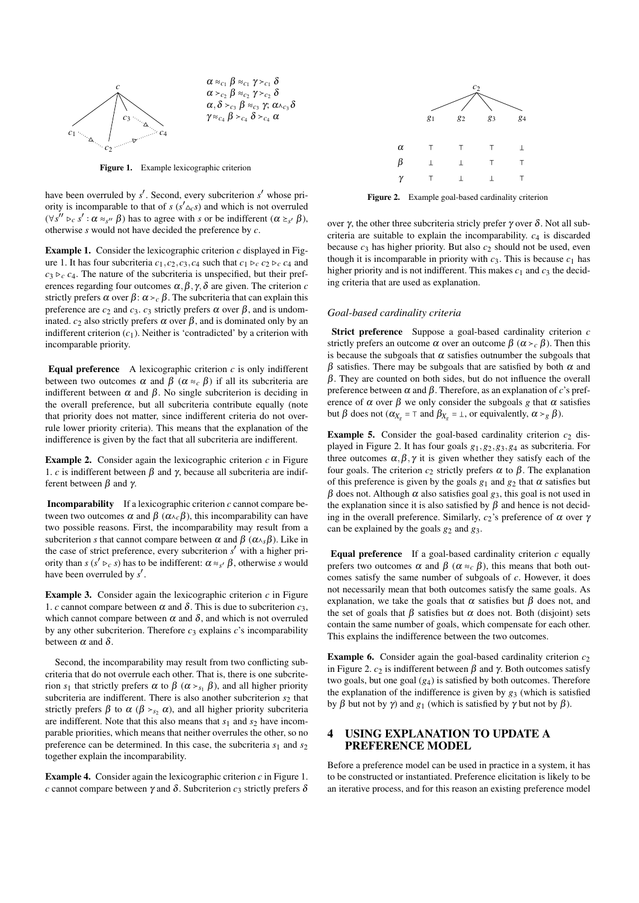$\alpha \approx_{c_1} \beta \approx_{c_1} \gamma \succ_{c_1} \delta$
$\alpha \succ_{c_2} \beta \approx_{c_2} \gamma \succ_{c_2} \delta$
$\alpha, \delta \succ_{c_3} \beta \approx_{c_3} \gamma;\ \alpha \curlywedge_{c_3} \delta$
$\gamma \approx_{c_4} \beta \succ_{c_4} \delta \succ_{c_4} \alpha$

**Figure 1.** Example lexicographic criterion

have been overruled by $s'$. Second, every subcriterion $s'$ whose priority is incomparable to that of $s$ ($s' \triangle_c s$) and which is not overruled ($\forall s'' \rhd_c s' : \alpha \approx_{s''} \beta$) has to agree with $s$ or be indifferent ($\alpha \succeq_{s'} \beta$), otherwise $s$ would not have decided the preference by $c$.

**Example 1.** Consider the lexicographic criterion $c$ displayed in Figure 1. It has four subcriteria $c_1, c_2, c_3, c_4$ such that $c_1 \rhd_c c_2 \rhd_c c_4$ and $c_3 \rhd_c c_4$. The nature of the subcriteria is unspecified, but their preferences regarding four outcomes $\alpha, \beta, \gamma, \delta$ are given. The criterion $c$ strictly prefers $\alpha$ over $\beta$: $\alpha \succ_c \beta$. The subcriteria that can explain this preference are $c_2$ and $c_3$. $c_3$ strictly prefers $\alpha$ over $\beta$, and is undominated. $c_2$ also strictly prefers $\alpha$ over $\beta$, and is dominated only by an indifferent criterion ($c_1$). Neither is 'contradicted' by a criterion with incomparable priority.

**Equal preference** A lexicographic criterion $c$ is only indifferent between two outcomes $\alpha$ and $\beta$ ($\alpha \approx_c \beta$) if all its subcriteria are indifferent between $\alpha$ and $\beta$. No single subcriterion is deciding in the overall preference, but all subcriteria contribute equally (note that priority does not matter, since indifferent criteria do not overrule lower priority criteria). This means that the explanation of the indifference is given by the fact that all subcriteria are indifferent.

**Example 2.** Consider again the lexicographic criterion $c$ in Figure 1. $c$ is indifferent between $\beta$ and $\gamma$, because all subcriteria are indifferent between $\beta$ and $\gamma$.

**Incomparability** If a lexicographic criterion $c$ cannot compare between two outcomes $\alpha$ and $\beta$ ($\alpha \curlywedge_c \beta$), this incomparability can have two possible reasons. First, the incomparability may result from a subcriterion $s$ that cannot compare between $\alpha$ and $\beta$ ($\alpha \curlywedge_s \beta$). Like in the case of strict preference, every subcriterion $s'$ with a higher priority than $s$ ($s' \rhd_c s$) has to be indifferent: $\alpha \approx_{s'} \beta$, otherwise $s$ would have been overruled by $s'$.

**Example 3.** Consider again the lexicographic criterion $c$ in Figure 1. $c$ cannot compare between $\alpha$ and $\delta$. This is due to subcriterion $c_3$, which cannot compare between $\alpha$ and $\delta$, and which is not overruled by any other subcriterion. Therefore $c_3$ explains $c$'s incomparability between $\alpha$ and $\delta$.

Second, the incomparability may result from two conflicting subcriteria that do not overrule each other. That is, there is one subcriterion $s_1$ that strictly prefers $\alpha$ to $\beta$ ($\alpha \succ_{s_1} \beta$), and all higher priority subcriteria are indifferent. There is also another subcriterion $s_2$ that strictly prefers $\beta$ to $\alpha$ ($\beta \succ_{s_2} \alpha$), and all higher priority subcriteria are indifferent. Note that this also means that $s_1$ and $s_2$ have incomparable priorities, which means that neither overrules the other, so no preference can be determined. In this case, the subcriteria $s_1$ and $s_2$ together explain the incomparability.

**Example 4.** Consider again the lexicographic criterion $c$ in Figure 1. $c$ cannot compare between $\gamma$ and $\delta$. Subcriterion $c_3$ strictly prefers $\delta$ over $\gamma$, the other three subcriteria stricly prefer $\gamma$ over $\delta$. Not all subcriteria are suitable to explain the incomparability. $c_4$ is discarded because $c_3$ has higher priority. But also $c_2$ should not be used, even though it is incomparable in priority with $c_3$. This is because $c_1$ has higher priority and is not indifferent. This makes $c_1$ and $c_3$ the deciding criteria that are used as explanation.

| | $g_1$ | $g_2$ | $g_3$ | $g_4$ |
|---|---|---|---|---|
| $\alpha$ | $\top$ | $\top$ | $\top$ | $\bot$ |
| $\beta$ | $\bot$ | $\bot$ | $\top$ | $\top$ |
| $\gamma$ | $\top$ | $\bot$ | $\bot$ | $\top$ |

**Figure 2.** Example goal-based cardinality criterion

### Goal-based cardinality criteria

**Strict preference** Suppose a goal-based cardinality criterion $c$ strictly prefers an outcome $\alpha$ over an outcome $\beta$ ($\alpha \succ_c \beta$). Then this is because the subgoals that $\alpha$ satisfies outnumber the subgoals that $\beta$ satisfies. There may be subgoals that are satisfied by both $\alpha$ and $\beta$. They are counted on both sides, but do not influence the overall preference between $\alpha$ and $\beta$. Therefore, as an explanation of $c$'s preference of $\alpha$ over $\beta$ we only consider the subgoals $g$ that $\alpha$ satisfies but $\beta$ does not ($\alpha_{X_g} = \top$ and $\beta_{X_g} = \bot$, or equivalently, $\alpha \succ_g \beta$).

**Example 5.** Consider the goal-based cardinality criterion $c_2$ displayed in Figure 2. It has four goals $g_1, g_2, g_3, g_4$ as subcriteria. For three outcomes $\alpha, \beta, \gamma$ it is given whether they satisfy each of the four goals. The criterion $c_2$ strictly prefers $\alpha$ to $\beta$. The explanation of this preference is given by the goals $g_1$ and $g_2$ that $\alpha$ satisfies but $\beta$ does not. Although $\alpha$ also satisfies goal $g_3$, this goal is not used in the explanation since it is also satisfied by $\beta$ and hence is not deciding in the overall preference. Similarly, $c_2$'s preference of $\alpha$ over $\gamma$ can be explained by the goals $g_2$ and $g_3$.

**Equal preference** If a goal-based cardinality criterion $c$ equally prefers two outcomes $\alpha$ and $\beta$ ($\alpha \approx_c \beta$), this means that both outcomes satisfy the same number of subgoals of $c$. However, it does not necessarily mean that both outcomes satisfy the same goals. As explanation, we take the goals that $\alpha$ satisfies but $\beta$ does not, and the set of goals that $\beta$ satisfies but $\alpha$ does not. Both (disjoint) sets contain the same number of goals, which compensate for each other. This explains the indifference between the two outcomes.

**Example 6.** Consider again the goal-based cardinality criterion $c_2$ in Figure 2. $c_2$ is indifferent between $\beta$ and $\gamma$. Both outcomes satisfy two goals, but one goal ($g_4$) is satisfied by both outcomes. Therefore the explanation of the indifference is given by $g_3$ (which is satisfied by $\beta$ but not by $\gamma$) and $g_1$ (which is satisfied by $\gamma$ but not by $\beta$).

## 4 USING EXPLANATION TO UPDATE A PREFERENCE MODEL

Before a preference model can be used in practice in a system, it has to be constructed or instantiated. Preference elicitation is likely to be an iterative process, and for this reason an existing preference model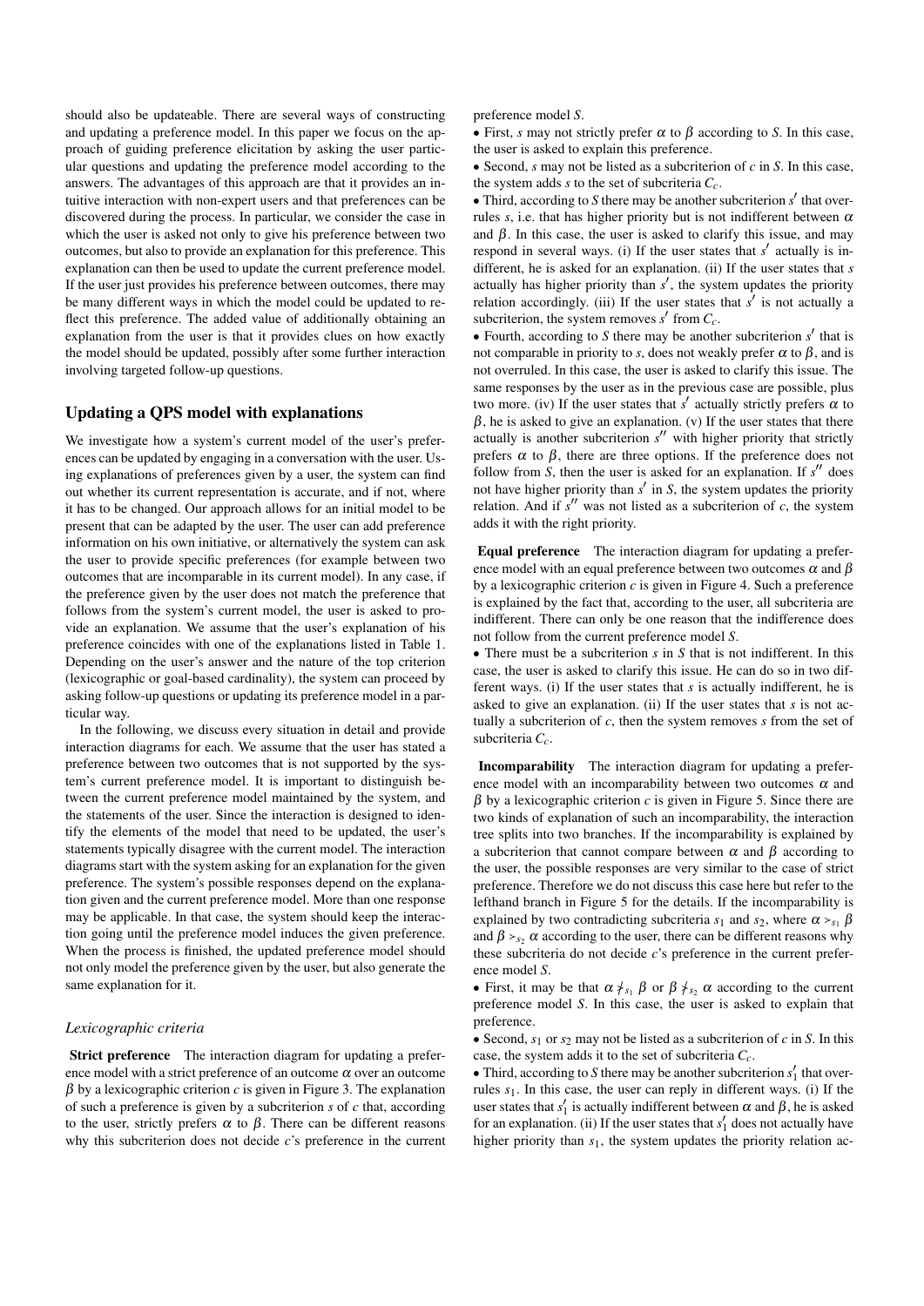should also be updateable. There are several ways of constructing and updating a preference model. In this paper we focus on the approach of guiding preference elicitation by asking the user particular questions and updating the preference model according to the answers. The advantages of this approach are that it provides an intuitive interaction with non-expert users and that preferences can be discovered during the process. In particular, we consider the case in which the user is asked not only to give his preference between two outcomes, but also to provide an explanation for this preference. This explanation can then be used to update the current preference model. If the user just provides his preference between outcomes, there may be many different ways in which the model could be updated to reflect this preference. The added value of additionally obtaining an explanation from the user is that it provides clues on how exactly the model should be updated, possibly after some further interaction involving targeted follow-up questions.

## Updating a QPS model with explanations

We investigate how a system's current model of the user's preferences can be updated by engaging in a conversation with the user. Using explanations of preferences given by a user, the system can find out whether its current representation is accurate, and if not, where it has to be changed. Our approach allows for an initial model to be present that can be adapted by the user. The user can add preference information on his own initiative, or alternatively the system can ask the user to provide specific preferences (for example between two outcomes that are incomparable in its current model). In any case, if the preference given by the user does not match the preference that follows from the system's current model, the user is asked to provide an explanation. We assume that the user's explanation of his preference coincides with one of the explanations listed in Table 1. Depending on the user's answer and the nature of the top criterion (lexicographic or goal-based cardinality), the system can proceed by asking follow-up questions or updating its preference model in a particular way.

In the following, we discuss every situation in detail and provide interaction diagrams for each. We assume that the user has stated a preference between two outcomes that is not supported by the system's current preference model. It is important to distinguish between the current preference model maintained by the system, and the statements of the user. Since the interaction is designed to identify the elements of the model that need to be updated, the user's statements typically disagree with the current model. The interaction diagrams start with the system asking for an explanation for the given preference. The system's possible responses depend on the explanation given and the current preference model. More than one response may be applicable. In that case, the system should keep the interaction going until the preference model induces the given preference. When the process is finished, the updated preference model should not only model the preference given by the user, but also generate the same explanation for it.

### *Lexicographic criteria*

**Strict preference** The interaction diagram for updating a preference model with a strict preference of an outcome $\alpha$ over an outcome $\beta$ by a lexicographic criterion $c$ is given in Figure 3. The explanation of such a preference is given by a subcriterion $s$ of $c$ that, according to the user, strictly prefers $\alpha$ to $\beta$. There can be different reasons why this subcriterion does not decide $c$'s preference in the current preference model $S$.

- First, $s$ may not strictly prefer $\alpha$ to $\beta$ according to $S$. In this case, the user is asked to explain this preference.
- Second, $s$ may not be listed as a subcriterion of $c$ in $S$. In this case, the system adds $s$ to the set of subcriteria $C_c$.
- Third, according to $S$ there may be another subcriterion $s'$ that overrules $s$, i.e. that has higher priority but is not indifferent between $\alpha$ and $\beta$. In this case, the user is asked to clarify this issue, and may respond in several ways. (i) If the user states that $s'$ actually is indifferent, he is asked for an explanation. (ii) If the user states that $s$ actually has higher priority than $s'$, the system updates the priority relation accordingly. (iii) If the user states that $s'$ is not actually a subcriterion, the system removes $s'$ from $C_c$.
- Fourth, according to $S$ there may be another subcriterion $s'$ that is not comparable in priority to $s$, does not weakly prefer $\alpha$ to $\beta$, and is not overruled. In this case, the user is asked to clarify this issue. The same responses by the user as in the previous case are possible, plus two more. (iv) If the user states that $s'$ actually strictly prefers $\alpha$ to $\beta$, he is asked to give an explanation. (v) If the user states that there actually is another subcriterion $s''$ with higher priority that strictly prefers $\alpha$ to $\beta$, there are three options. If the preference does not follow from $S$, then the user is asked for an explanation. If $s''$ does not have higher priority than $s'$ in $S$, the system updates the priority relation. And if $s''$ was not listed as a subcriterion of $c$, the system adds it with the right priority.

**Equal preference** The interaction diagram for updating a preference model with an equal preference between two outcomes $\alpha$ and $\beta$ by a lexicographic criterion $c$ is given in Figure 4. Such a preference is explained by the fact that, according to the user, all subcriteria are indifferent. There can only be one reason that the indifference does not follow from the current preference model $S$.

- There must be a subcriterion $s$ in $S$ that is not indifferent. In this case, the user is asked to clarify this issue. He can do so in two different ways. (i) If the user states that $s$ is actually indifferent, he is asked to give an explanation. (ii) If the user states that $s$ is not actually a subcriterion of $c$, then the system removes $s$ from the set of subcriteria $C_c$.

**Incomparability** The interaction diagram for updating a preference model with an incomparability between two outcomes $\alpha$ and $\beta$ by a lexicographic criterion $c$ is given in Figure 5. Since there are two kinds of explanation of such an incomparability, the interaction tree splits into two branches. If the incomparability is explained by a subcriterion that cannot compare between $\alpha$ and $\beta$ according to the user, the possible responses are very similar to the case of strict preference. Therefore we do not discuss this case here but refer to the lefthand branch in Figure 5 for the details. If the incomparability is explained by two contradicting subcriteria $s_1$ and $s_2$, where $\alpha \succ_{s_1} \beta$ and $\beta \succ_{s_2} \alpha$ according to the user, there can be different reasons why these subcriteria do not decide $c$'s preference in the current preference model $S$.

- First, it may be that $\alpha \not\succ_{s_1} \beta$ or $\beta \not\succ_{s_2} \alpha$ according to the current preference model $S$. In this case, the user is asked to explain that preference.
- Second, $s_1$ or $s_2$ may not be listed as a subcriterion of $c$ in $S$. In this case, the system adds it to the set of subcriteria $C_c$.
- Third, according to $S$ there may be another subcriterion $s_1'$ that overrules $s_1$. In this case, the user can reply in different ways. (i) If the user states that $s_1'$ is actually indifferent between $\alpha$ and $\beta$, he is asked for an explanation. (ii) If the user states that $s_1'$ does not actually have higher priority than $s_1$, the system updates the priority relation ac-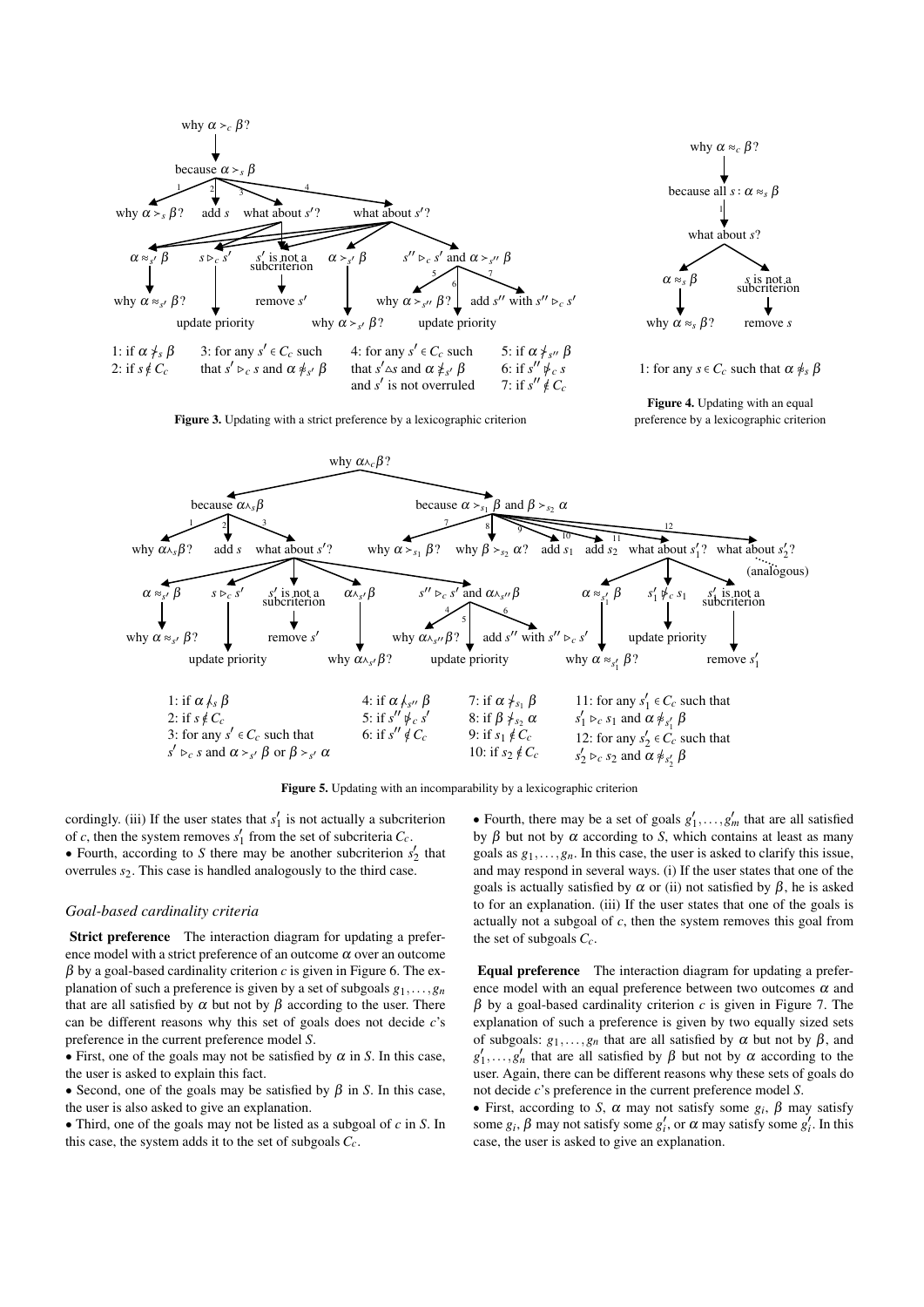why $\alpha \succ_c \beta$?

because $\alpha \succ_s \beta$

why $\alpha \succ_s \beta$? add $s$ what about $s'$? what about $s'$?

$\alpha \approx_{s'} \beta$ $\quad s \rhd_c s'$ $\quad s'$ is not a subcriterion $\quad \alpha \succ_{s'} \beta$ $\quad s'' \rhd_c s'$ and $\alpha \succ_{s''} \beta$

why $\alpha \approx_{s'} \beta$? remove $s'$ why $\alpha \succ_{s''} \beta$? add $s''$ with $s'' \rhd_c s'$

update priority why $\alpha \succ_{s'} \beta$? update priority

1: if $\alpha \not\succ_s \beta$
2: if $s \notin C_c$
3: for any $s' \in C_c$ such that $s' \rhd_c s$ and $\alpha \not\approx_{s'} \beta$
4: for any $s' \in C_c$ such that $s' \triangle s$ and $\alpha \not\succ_{s'} \beta$ and $s'$ is not overruled
5: if $\alpha \not\succ_{s''} \beta$
6: if $s'' \not\rhd_c s$
7: if $s'' \notin C_c$

**Figure 3.** Updating with a strict preference by a lexicographic criterion

why $\alpha \approx_c \beta$?

because all $s: \alpha \approx_s \beta$

what about $s$?

$\alpha \approx_s \beta$ $\quad s$ is not a subcriterion

why $\alpha \approx_s \beta$? remove $s$

1: for any $s \in C_c$ such that $\alpha \not\approx_s \beta$

**Figure 4.** Updating with an equal preference by a lexicographic criterion

why $\alpha \curlywedge_c \beta$?

because $\alpha \curlywedge_s \beta$ $\qquad$ because $\alpha \succ_{s_1} \beta$ and $\beta \succ_{s_2} \alpha$

why $\alpha \curlywedge_s \beta$? add $s$ what about $s'$? $\quad$ why $\alpha \succ_{s_1} \beta$? why $\beta \succ_{s_2} \alpha$? add $s_1$ add $s_2$ what about $s'_1$? what about $s'_2$? (analogous)

$\alpha \approx_{s'} \beta$ $\quad s \rhd_c s'$ $\quad s'$ is not a subcriterion $\quad \alpha \curlywedge_{s'} \beta$ $\quad s'' \rhd_c s'$ and $\alpha \curlywedge_{s''} \beta$ $\quad \alpha \approx_{s'_1} \beta$ $\quad s'_1 \not\rhd_c s_1$ $\quad s'_1$ is not a subcriterion

why $\alpha \approx_{s'} \beta$? remove $s'$ why $\alpha \curlywedge_{s''} \beta$? add $s''$ with $s'' \rhd_c s'$ update priority

update priority why $\alpha \curlywedge_{s'} \beta$? update priority why $\alpha \approx_{s'_1} \beta$? remove $s'_1$

1: if $\alpha \not\curlywedge_s \beta$
2: if $s \notin C_c$
3: for any $s' \in C_c$ such that $s' \rhd_c s$ and $\alpha \succ_{s'} \beta$ or $\beta \succ_{s'} \alpha$
4: if $\alpha \not\curlywedge_{s''} \beta$
5: if $s'' \not\rhd_c s'$
6: if $s'' \notin C_c$
7: if $\alpha \not\succ_{s_1} \beta$
8: if $\beta \not\succ_{s_2} \alpha$
9: if $s_1 \notin C_c$
10: if $s_2 \notin C_c$
11: for any $s'_1 \in C_c$ such that $s'_1 \rhd_c s_1$ and $\alpha \not\approx_{s'_1} \beta$
12: for any $s'_2 \in C_c$ such that $s'_2 \rhd_c s_2$ and $\alpha \not\approx_{s'_2} \beta$

**Figure 5.** Updating with an incomparability by a lexicographic criterion

cordingly. (iii) If the user states that $s'_1$ is not actually a subcriterion of $c$, then the system removes $s'_1$ from the set of subcriteria $C_c$.

- Fourth, according to $S$ there may be another subcriterion $s'_2$ that overrules $s_2$. This case is handled analogously to the third case.

### *Goal-based cardinality criteria*

**Strict preference** The interaction diagram for updating a preference model with a strict preference of an outcome $\alpha$ over an outcome $\beta$ by a goal-based cardinality criterion $c$ is given in Figure 6. The explanation of such a preference is given by a set of subgoals $g_1, \ldots, g_n$ that are all satisfied by $\alpha$ but not by $\beta$ according to the user. There can be different reasons why this set of goals does not decide $c$'s preference in the current preference model $S$.

- First, one of the goals may not be satisfied by $\alpha$ in $S$. In this case, the user is asked to explain this fact.
- Second, one of the goals may be satisfied by $\beta$ in $S$. In this case, the user is also asked to give an explanation.
- Third, one of the goals may not be listed as a subgoal of $c$ in $S$. In this case, the system adds it to the set of subgoals $C_c$.
- Fourth, there may be a set of goals $g'_1, \ldots, g'_m$ that are all satisfied by $\beta$ but not by $\alpha$ according to $S$, which contains at least as many goals as $g_1, \ldots, g_n$. In this case, the user is asked to clarify this issue, and may respond in several ways. (i) If the user states that one of the goals is actually satisfied by $\alpha$ or (ii) not satisfied by $\beta$, he is asked to for an explanation. (iii) If the user states that one of the goals is actually not a subgoal of $c$, then the system removes this goal from the set of subgoals $C_c$.

**Equal preference** The interaction diagram for updating a preference model with an equal preference between two outcomes $\alpha$ and $\beta$ by a goal-based cardinality criterion $c$ is given in Figure 7. The explanation of such a preference is given by two equally sized sets of subgoals: $g_1, \ldots, g_n$ that are all satisfied by $\alpha$ but not by $\beta$, and $g'_1, \ldots, g'_n$ that are all satisfied by $\beta$ but not by $\alpha$ according to the user. Again, there can be different reasons why these sets of goals do not decide $c$'s preference in the current preference model $S$.

- First, according to $S$, $\alpha$ may not satisfy some $g_i$, $\beta$ may satisfy some $g_i$, $\beta$ may not satisfy some $g'_i$, or $\alpha$ may satisfy some $g'_i$. In this case, the user is asked to give an explanation.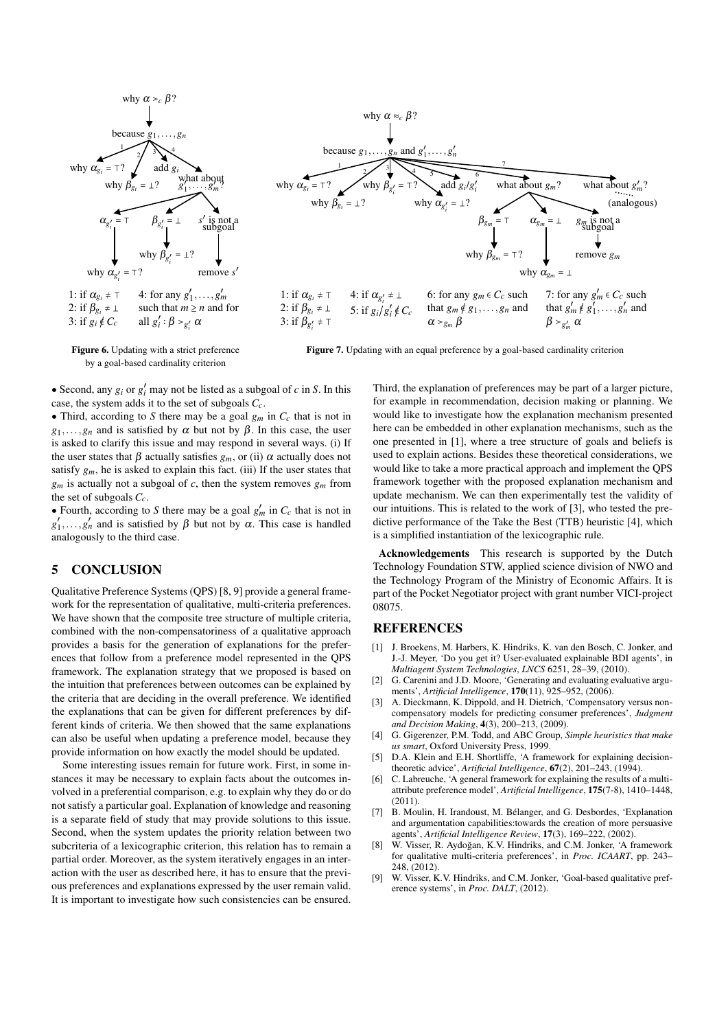why $\alpha \succ_c \beta$?

because $g_1, \ldots, g_n$

1 2 3 4

why $\alpha_{g_i} = \top$?

why $\beta_{g_i} = \bot$?

add $g_i$

what about $g'_1, \ldots, g'_m$?

$\alpha_{g'_i} = \top$

$\beta_{g'_i} = \bot$

$s'$ is not a subgoal

why $\beta_{g'_i} = \bot$?

why $\alpha_{g'_i} = \top$?

remove $s'$

1: if $\alpha_{g_i} \neq \top$
2: if $\beta_{g_i} \neq \bot$
3: if $g_i \notin C_c$

4: for any $g'_1, \ldots, g'_m$ such that $m \geq n$ and for all $g'_i : \beta \succ_{g'_i} \alpha$

**Figure 6.** Updating with a strict preference by a goal-based cardinality criterion

why $\alpha \approx_c \beta$?

because $g_1, \ldots, g_n$ and $g'_1, \ldots, g'_n$

1 2 3 4 5 6 7

why $\alpha_{g_i} = \top$?

why $\beta_{g_i} = \bot$?

why $\beta_{g'_i} = \top$?

why $\alpha_{g'_i} = \bot$?

add $g_i/g'_i$

what about $g_m$?

what about $g'_m$?

(analogous)

$\beta_{g_m} = \top$

$\alpha_{g_m} = \bot$

$g_m$ is not a subgoal

why $\beta_{g_m} = \top$?

remove $g_m$

why $\alpha_{g_m} = \bot$

1: if $\alpha_{g_i} \neq \top$
2: if $\beta_{g_i} \neq \bot$
3: if $\beta_{g'_i} \neq \top$

4: if $\alpha_{g'_i} \neq \bot$
5: if $g_i/g'_i \notin C_c$

6: for any $g_m \in C_c$ such that $g_m \notin g_1, \ldots, g_n$ and $\alpha \succ_{g_m} \beta$

7: for any $g'_m \in C_c$ such that $g'_m \notin g'_1, \ldots, g'_n$ and $\beta \succ_{g'_m} \alpha$

**Figure 7.** Updating with an equal preference by a goal-based cardinality criterion

- Second, any $g_i$ or $g'_i$ may not be listed as a subgoal of $c$ in $S$. In this case, the system adds it to the set of subgoals $C_c$.
- Third, according to $S$ there may be a goal $g_m$ in $C_c$ that is not in $g_1, \ldots, g_n$ and is satisfied by $\alpha$ but not by $\beta$. In this case, the user is asked to clarify this issue and may respond in several ways. (i) If the user states that $\beta$ actually satisfies $g_m$, or (ii) $\alpha$ actually does not satisfy $g_m$, he is asked to explain this fact. (iii) If the user states that $g_m$ is actually not a subgoal of $c$, then the system removes $g_m$ from the set of subgoals $C_c$.
- Fourth, according to $S$ there may be a goal $g'_m$ in $C_c$ that is not in $g'_1, \ldots, g'_n$ and is satisfied by $\beta$ but not by $\alpha$. This case is handled analogously to the third case.

## 5 CONCLUSION

Qualitative Preference Systems (QPS) [8, 9] provide a general framework for the representation of qualitative, multi-criteria preferences. We have shown that the composite tree structure of multiple criteria, combined with the non-compensatoriness of a qualitative approach provides a basis for the generation of explanations for the preferences that follow from a preference model represented in the QPS framework. The explanation strategy that we proposed is based on the intuition that preferences between outcomes can be explained by the criteria that are deciding in the overall preference. We identified the explanations that can be given for different preferences by different kinds of criteria. We then showed that the same explanations can also be useful when updating a preference model, because they provide information on how exactly the model should be updated.

Some interesting issues remain for future work. First, in some instances it may be necessary to explain facts about the outcomes involved in a preferential comparison, e.g. to explain why they do or do not satisfy a particular goal. Explanation of knowledge and reasoning is a separate field of study that may provide solutions to this issue. Second, when the system updates the priority relation between two subcriteria of a lexicographic criterion, this relation has to remain a partial order. Moreover, as the system iteratively engages in an interaction with the user as described here, it has to ensure that the previous preferences and explanations expressed by the user remain valid. It is important to investigate how such consistencies can be ensured. Third, the explanation of preferences may be part of a larger picture, for example in recommendation, decision making or planning. We would like to investigate how the explanation mechanism presented here can be embedded in other explanation mechanisms, such as the one presented in [1], where a tree structure of goals and beliefs is used to explain actions. Besides these theoretical considerations, we would like to take a more practical approach and implement the QPS framework together with the proposed explanation mechanism and update mechanism. We can then experimentally test the validity of our intuitions. This is related to the work of [3], who tested the predictive performance of the Take the Best (TTB) heuristic [4], which is a simplified instantiation of the lexicographic rule.

**Acknowledgements** This research is supported by the Dutch Technology Foundation STW, applied science division of NWO and the Technology Program of the Ministry of Economic Affairs. It is part of the Pocket Negotiator project with grant number VICI-project 08075.

## REFERENCES

[1] J. Broekens, M. Harbers, K. Hindriks, K. van den Bosch, C. Jonker, and J.-J. Meyer, 'Do you get it? User-evaluated explainable BDI agents', in *Multiagent System Technologies*, *LNCS* 6251, 28–39, (2010).

[2] G. Carenini and J.D. Moore, 'Generating and evaluating evaluative arguments', *Artificial Intelligence*, **170**(11), 925–952, (2006).

[3] A. Dieckmann, K. Dippold, and H. Dietrich, 'Compensatory versus noncompensatory models for predicting consumer preferences', *Judgment and Decision Making*, **4**(3), 200–213, (2009).

[4] G. Gigerenzer, P.M. Todd, and ABC Group, *Simple heuristics that make us smart*, Oxford University Press, 1999.

[5] D.A. Klein and E.H. Shortliffe, 'A framework for explaining decision-theoretic advice', *Artificial Intelligence*, **67**(2), 201–243, (1994).

[6] C. Labreuche, 'A general framework for explaining the results of a multi-attribute preference model', *Artificial Intelligence*, **175**(7-8), 1410–1448, (2011).

[7] B. Moulin, H. Irandoust, M. Bélanger, and G. Desbordes, 'Explanation and argumentation capabilities:towards the creation of more persuasive agents', *Artificial Intelligence Review*, **17**(3), 169–222, (2002).

[8] W. Visser, R. Aydoğan, K.V. Hindriks, and C.M. Jonker, 'A framework for qualitative multi-criteria preferences', in *Proc. ICAART*, pp. 243–248, (2012).

[9] W. Visser, K.V. Hindriks, and C.M. Jonker, 'Goal-based qualitative preference systems', in *Proc. DALT*, (2012).